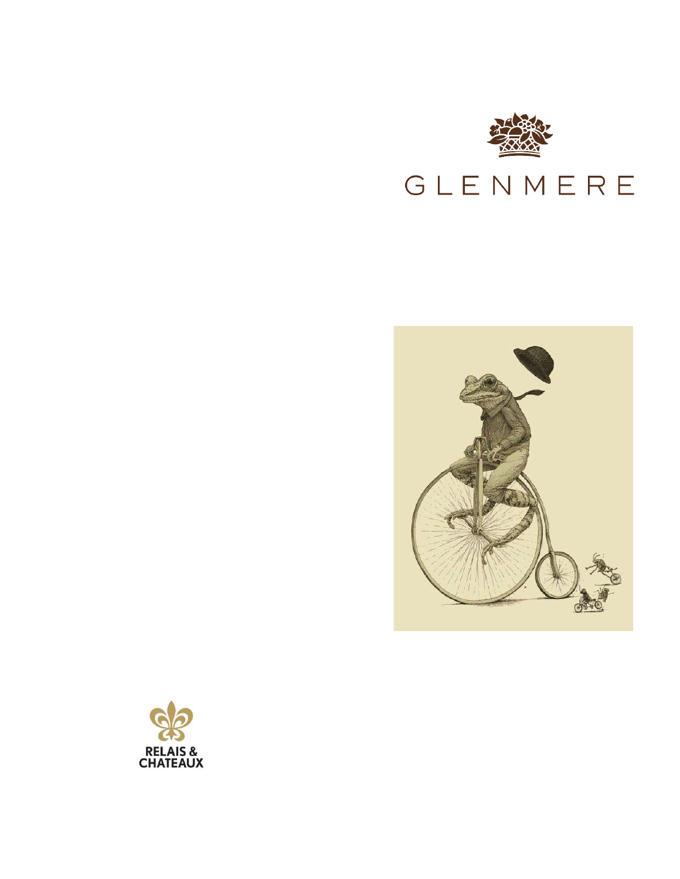GLENMERE

RELAIS & CHATEAUX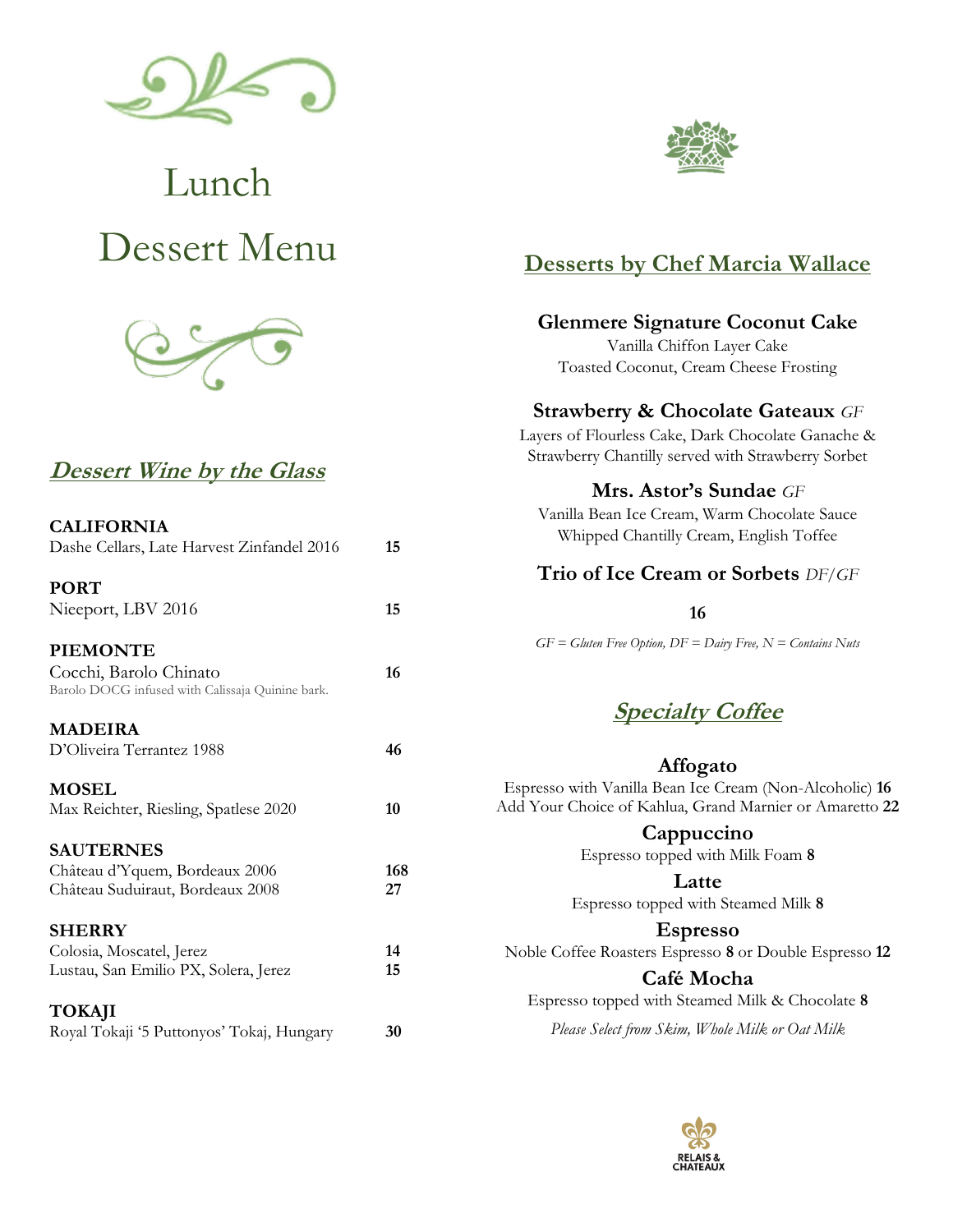# Lunch

# Dessert Menu

## *Dessert Wine by the Glass*

| | |
|---|---|
| **CALIFORNIA** | |
| Dashe Cellars, Late Harvest Zinfandel 2016 | **15** |
| **PORT** | |
| Nieeport, LBV 2016 | **15** |
| **PIEMONTE** | |
| Cocchi, Barolo Chinato | **16** |
| Barolo DOCG infused with Calissaja Quinine bark. | |
| **MADEIRA** | |
| D'Oliveira Terrantez 1988 | **46** |
| **MOSEL** | |
| Max Reichter, Riesling, Spatlese 2020 | **10** |
| **SAUTERNES** | |
| Château d'Yquem, Bordeaux 2006 | **168** |
| Château Suduiraut, Bordeaux 2008 | **27** |
| **SHERRY** | |
| Colosia, Moscatel, Jerez | **14** |
| Lustau, San Emilio PX, Solera, Jerez | **15** |
| **TOKAJI** | |
| Royal Tokaji '5 Puttonyos' Tokaj, Hungary | **30** |

## Desserts by Chef Marcia Wallace

**Glenmere Signature Coconut Cake**
Vanilla Chiffon Layer Cake
Toasted Coconut, Cream Cheese Frosting

**Strawberry & Chocolate Gateaux** *GF*
Layers of Flourless Cake, Dark Chocolate Ganache & Strawberry Chantilly served with Strawberry Sorbet

**Mrs. Astor's Sundae** *GF*
Vanilla Bean Ice Cream, Warm Chocolate Sauce
Whipped Chantilly Cream, English Toffee

**Trio of Ice Cream or Sorbets** *DF/GF*

**16**

*GF = Gluten Free Option, DF = Dairy Free, N = Contains Nuts*

## *Specialty Coffee*

**Affogato**
Espresso with Vanilla Bean Ice Cream (Non-Alcoholic) **16**
Add Your Choice of Kahlua, Grand Marnier or Amaretto **22**

**Cappuccino**
Espresso topped with Milk Foam **8**

**Latte**
Espresso topped with Steamed Milk **8**

**Espresso**
Noble Coffee Roasters Espresso **8** or Double Espresso **12**

**Café Mocha**
Espresso topped with Steamed Milk & Chocolate **8**

*Please Select from Skim, Whole Milk or Oat Milk*

RELAIS & CHATEAUX